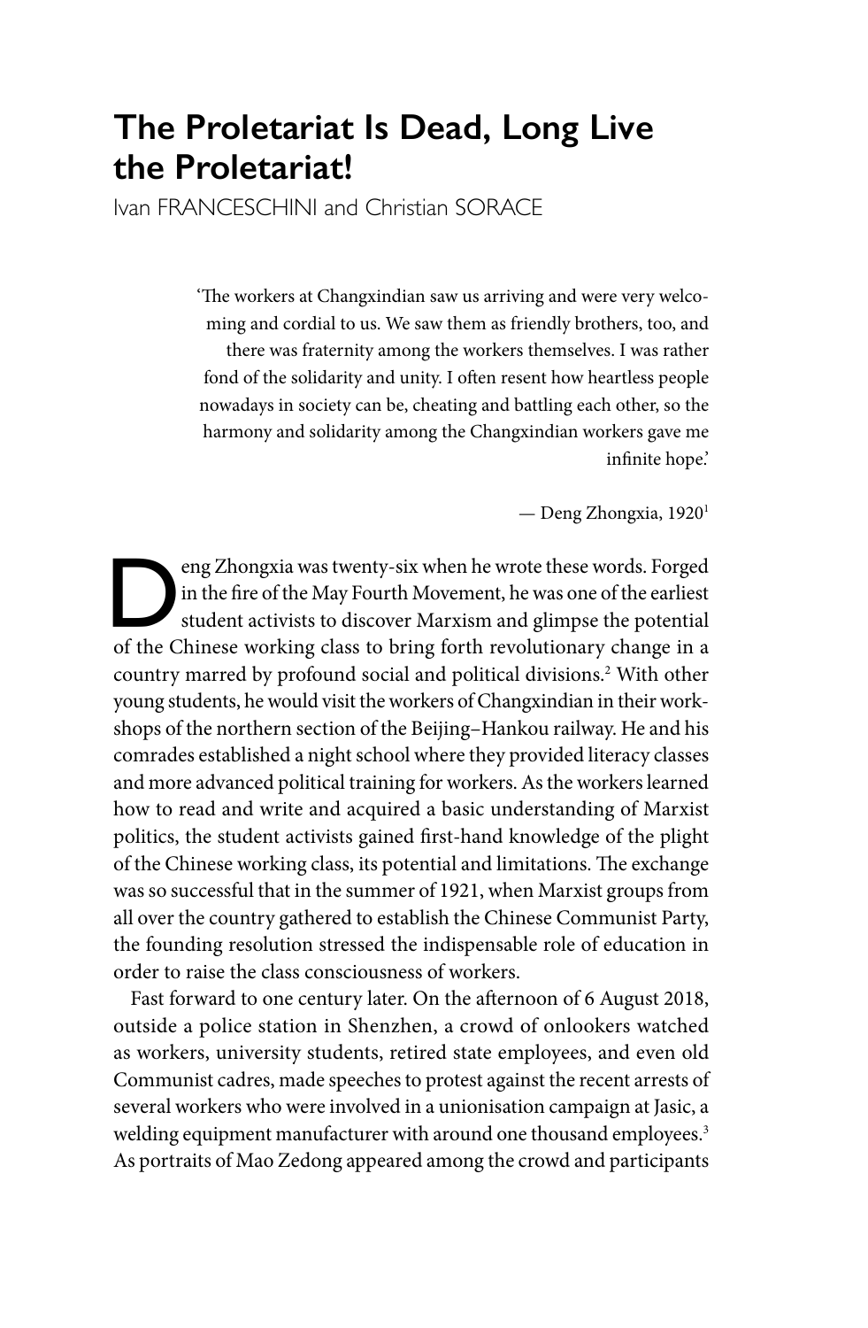# The Proletariat Is Dead, Long Live the Proletariat!

Ivan FRANCESCHINI and Christian SORACE

> 'The workers at Changxindian saw us arriving and were very welcoming and cordial to us. We saw them as friendly brothers, too, and there was fraternity among the workers themselves. I was rather fond of the solidarity and unity. I often resent how heartless people nowadays in society can be, cheating and battling each other, so the harmony and solidarity among the Changxindian workers gave me infinite hope.'
>
> — Deng Zhongxia, 1920[1]

Deng Zhongxia was twenty-six when he wrote these words. Forged in the fire of the May Fourth Movement, he was one of the earliest student activists to discover Marxism and glimpse the potential of the Chinese working class to bring forth revolutionary change in a country marred by profound social and political divisions.[2] With other young students, he would visit the workers of Changxindian in their workshops of the northern section of the Beijing–Hankou railway. He and his comrades established a night school where they provided literacy classes and more advanced political training for workers. As the workers learned how to read and write and acquired a basic understanding of Marxist politics, the student activists gained first-hand knowledge of the plight of the Chinese working class, its potential and limitations. The exchange was so successful that in the summer of 1921, when Marxist groups from all over the country gathered to establish the Chinese Communist Party, the founding resolution stressed the indispensable role of education in order to raise the class consciousness of workers.

Fast forward to one century later. On the afternoon of 6 August 2018, outside a police station in Shenzhen, a crowd of onlookers watched as workers, university students, retired state employees, and even old Communist cadres, made speeches to protest against the recent arrests of several workers who were involved in a unionisation campaign at Jasic, a welding equipment manufacturer with around one thousand employees.[3] As portraits of Mao Zedong appeared among the crowd and participants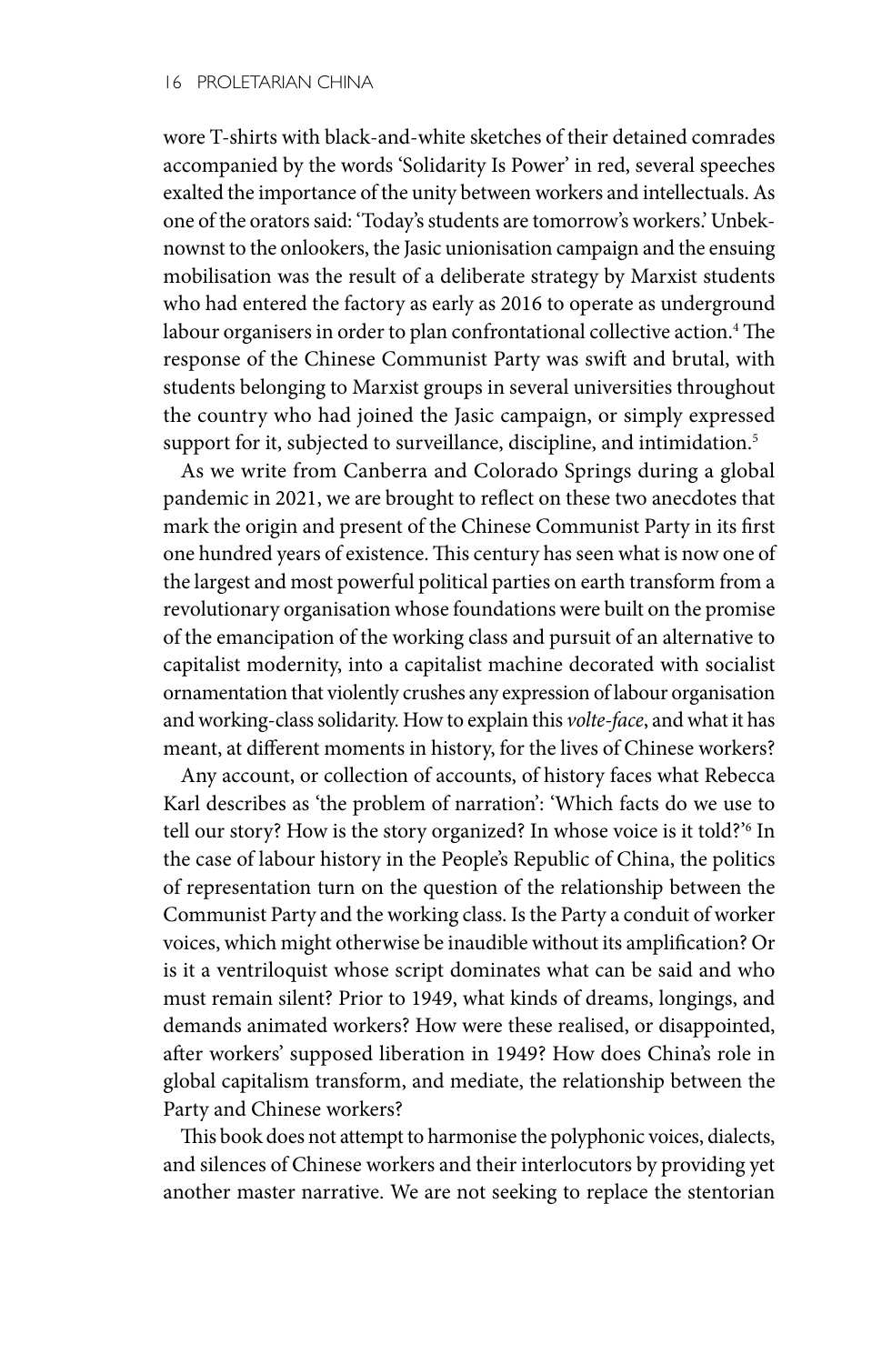wore T-shirts with black-and-white sketches of their detained comrades accompanied by the words 'Solidarity Is Power' in red, several speeches exalted the importance of the unity between workers and intellectuals. As one of the orators said: 'Today's students are tomorrow's workers.' Unbeknownst to the onlookers, the Jasic unionisation campaign and the ensuing mobilisation was the result of a deliberate strategy by Marxist students who had entered the factory as early as 2016 to operate as underground labour organisers in order to plan confrontational collective action.[4] The response of the Chinese Communist Party was swift and brutal, with students belonging to Marxist groups in several universities throughout the country who had joined the Jasic campaign, or simply expressed support for it, subjected to surveillance, discipline, and intimidation.[5]

As we write from Canberra and Colorado Springs during a global pandemic in 2021, we are brought to reflect on these two anecdotes that mark the origin and present of the Chinese Communist Party in its first one hundred years of existence. This century has seen what is now one of the largest and most powerful political parties on earth transform from a revolutionary organisation whose foundations were built on the promise of the emancipation of the working class and pursuit of an alternative to capitalist modernity, into a capitalist machine decorated with socialist ornamentation that violently crushes any expression of labour organisation and working-class solidarity. How to explain this *volte-face*, and what it has meant, at different moments in history, for the lives of Chinese workers?

Any account, or collection of accounts, of history faces what Rebecca Karl describes as 'the problem of narration': 'Which facts do we use to tell our story? How is the story organized? In whose voice is it told?'[6] In the case of labour history in the People's Republic of China, the politics of representation turn on the question of the relationship between the Communist Party and the working class. Is the Party a conduit of worker voices, which might otherwise be inaudible without its amplification? Or is it a ventriloquist whose script dominates what can be said and who must remain silent? Prior to 1949, what kinds of dreams, longings, and demands animated workers? How were these realised, or disappointed, after workers' supposed liberation in 1949? How does China's role in global capitalism transform, and mediate, the relationship between the Party and Chinese workers?

This book does not attempt to harmonise the polyphonic voices, dialects, and silences of Chinese workers and their interlocutors by providing yet another master narrative. We are not seeking to replace the stentorian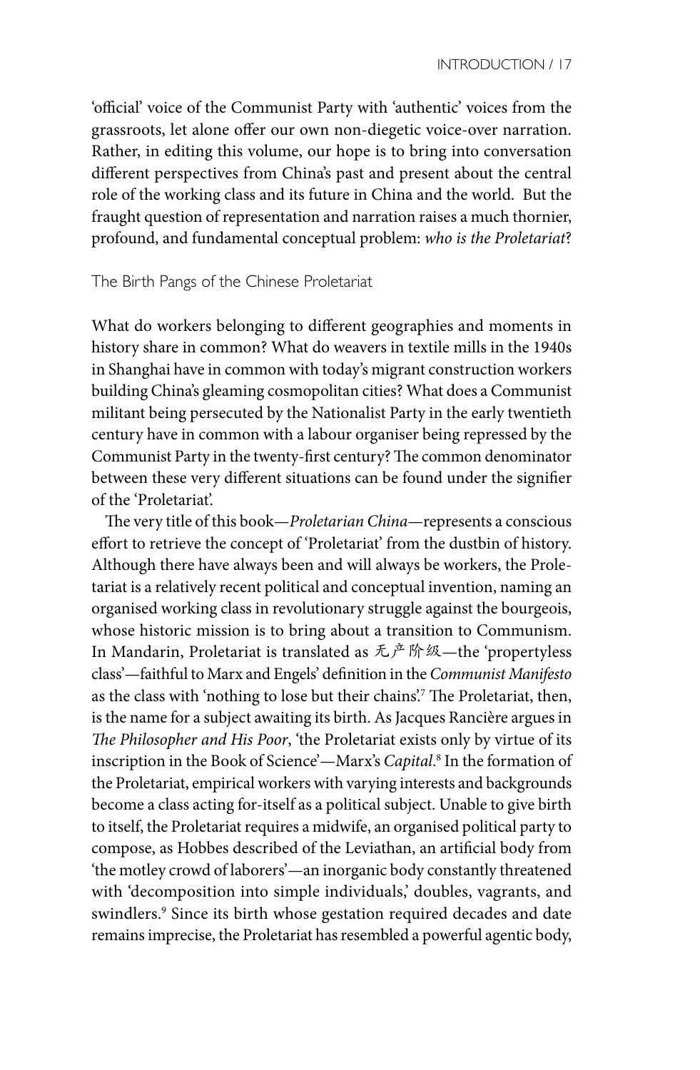'official' voice of the Communist Party with 'authentic' voices from the grassroots, let alone offer our own non-diegetic voice-over narration. Rather, in editing this volume, our hope is to bring into conversation different perspectives from China's past and present about the central role of the working class and its future in China and the world. But the fraught question of representation and narration raises a much thornier, profound, and fundamental conceptual problem: *who is the Proletariat*?

## The Birth Pangs of the Chinese Proletariat

What do workers belonging to different geographies and moments in history share in common? What do weavers in textile mills in the 1940s in Shanghai have in common with today's migrant construction workers building China's gleaming cosmopolitan cities? What does a Communist militant being persecuted by the Nationalist Party in the early twentieth century have in common with a labour organiser being repressed by the Communist Party in the twenty-first century? The common denominator between these very different situations can be found under the signifier of the 'Proletariat'.

The very title of this book—*Proletarian China*—represents a conscious effort to retrieve the concept of 'Proletariat' from the dustbin of history. Although there have always been and will always be workers, the Proletariat is a relatively recent political and conceptual invention, naming an organised working class in revolutionary struggle against the bourgeois, whose historic mission is to bring about a transition to Communism. In Mandarin, Proletariat is translated as 无产阶级—the 'propertyless class'—faithful to Marx and Engels' definition in the *Communist Manifesto* as the class with 'nothing to lose but their chains'.[7] The Proletariat, then, is the name for a subject awaiting its birth. As Jacques Rancière argues in *The Philosopher and His Poor*, 'the Proletariat exists only by virtue of its inscription in the Book of Science'—Marx's *Capital*.[8] In the formation of the Proletariat, empirical workers with varying interests and backgrounds become a class acting for-itself as a political subject. Unable to give birth to itself, the Proletariat requires a midwife, an organised political party to compose, as Hobbes described of the Leviathan, an artificial body from 'the motley crowd of laborers'—an inorganic body constantly threatened with 'decomposition into simple individuals,' doubles, vagrants, and swindlers.[9] Since its birth whose gestation required decades and date remains imprecise, the Proletariat has resembled a powerful agentic body,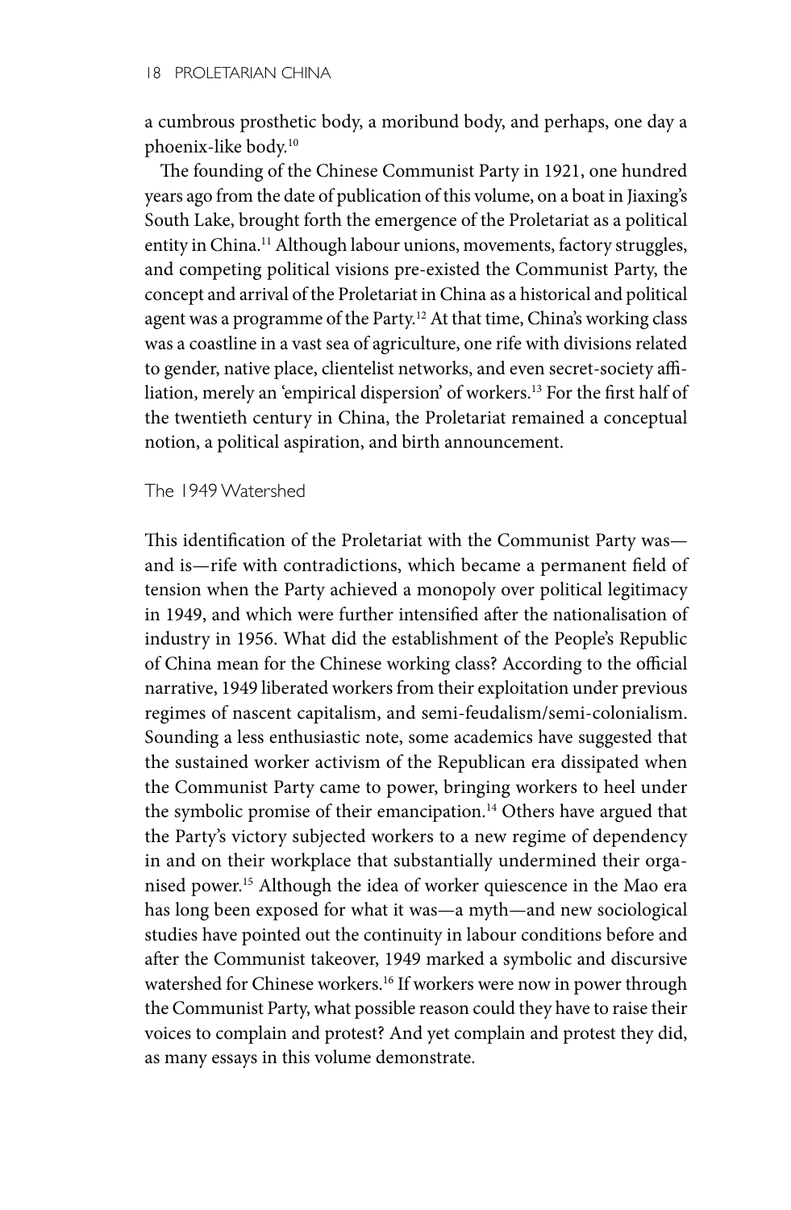a cumbrous prosthetic body, a moribund body, and perhaps, one day a phoenix-like body.[10]

The founding of the Chinese Communist Party in 1921, one hundred years ago from the date of publication of this volume, on a boat in Jiaxing's South Lake, brought forth the emergence of the Proletariat as a political entity in China.[11] Although labour unions, movements, factory struggles, and competing political visions pre-existed the Communist Party, the concept and arrival of the Proletariat in China as a historical and political agent was a programme of the Party.[12] At that time, China's working class was a coastline in a vast sea of agriculture, one rife with divisions related to gender, native place, clientelist networks, and even secret-society affiliation, merely an 'empirical dispersion' of workers.[13] For the first half of the twentieth century in China, the Proletariat remained a conceptual notion, a political aspiration, and birth announcement.

## The 1949 Watershed

This identification of the Proletariat with the Communist Party was—and is—rife with contradictions, which became a permanent field of tension when the Party achieved a monopoly over political legitimacy in 1949, and which were further intensified after the nationalisation of industry in 1956. What did the establishment of the People's Republic of China mean for the Chinese working class? According to the official narrative, 1949 liberated workers from their exploitation under previous regimes of nascent capitalism, and semi-feudalism/semi-colonialism. Sounding a less enthusiastic note, some academics have suggested that the sustained worker activism of the Republican era dissipated when the Communist Party came to power, bringing workers to heel under the symbolic promise of their emancipation.[14] Others have argued that the Party's victory subjected workers to a new regime of dependency in and on their workplace that substantially undermined their organised power.[15] Although the idea of worker quiescence in the Mao era has long been exposed for what it was—a myth—and new sociological studies have pointed out the continuity in labour conditions before and after the Communist takeover, 1949 marked a symbolic and discursive watershed for Chinese workers.[16] If workers were now in power through the Communist Party, what possible reason could they have to raise their voices to complain and protest? And yet complain and protest they did, as many essays in this volume demonstrate.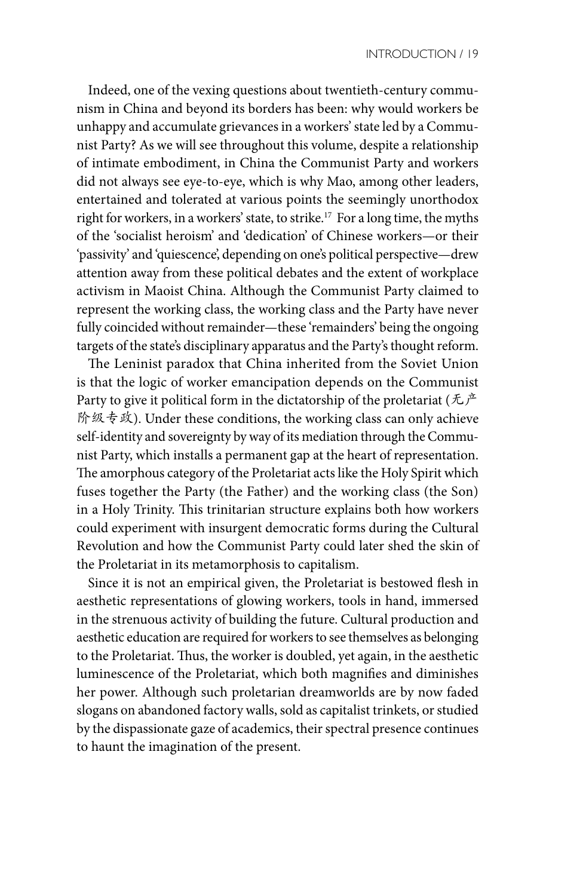Indeed, one of the vexing questions about twentieth-century communism in China and beyond its borders has been: why would workers be unhappy and accumulate grievances in a workers' state led by a Communist Party? As we will see throughout this volume, despite a relationship of intimate embodiment, in China the Communist Party and workers did not always see eye-to-eye, which is why Mao, among other leaders, entertained and tolerated at various points the seemingly unorthodox right for workers, in a workers' state, to strike.[17] For a long time, the myths of the 'socialist heroism' and 'dedication' of Chinese workers—or their 'passivity' and 'quiescence', depending on one's political perspective—drew attention away from these political debates and the extent of workplace activism in Maoist China. Although the Communist Party claimed to represent the working class, the working class and the Party have never fully coincided without remainder—these 'remainders' being the ongoing targets of the state's disciplinary apparatus and the Party's thought reform.

The Leninist paradox that China inherited from the Soviet Union is that the logic of worker emancipation depends on the Communist Party to give it political form in the dictatorship of the proletariat (无产阶级专政). Under these conditions, the working class can only achieve self-identity and sovereignty by way of its mediation through the Communist Party, which installs a permanent gap at the heart of representation. The amorphous category of the Proletariat acts like the Holy Spirit which fuses together the Party (the Father) and the working class (the Son) in a Holy Trinity. This trinitarian structure explains both how workers could experiment with insurgent democratic forms during the Cultural Revolution and how the Communist Party could later shed the skin of the Proletariat in its metamorphosis to capitalism.

Since it is not an empirical given, the Proletariat is bestowed flesh in aesthetic representations of glowing workers, tools in hand, immersed in the strenuous activity of building the future. Cultural production and aesthetic education are required for workers to see themselves as belonging to the Proletariat. Thus, the worker is doubled, yet again, in the aesthetic luminescence of the Proletariat, which both magnifies and diminishes her power. Although such proletarian dreamworlds are by now faded slogans on abandoned factory walls, sold as capitalist trinkets, or studied by the dispassionate gaze of academics, their spectral presence continues to haunt the imagination of the present.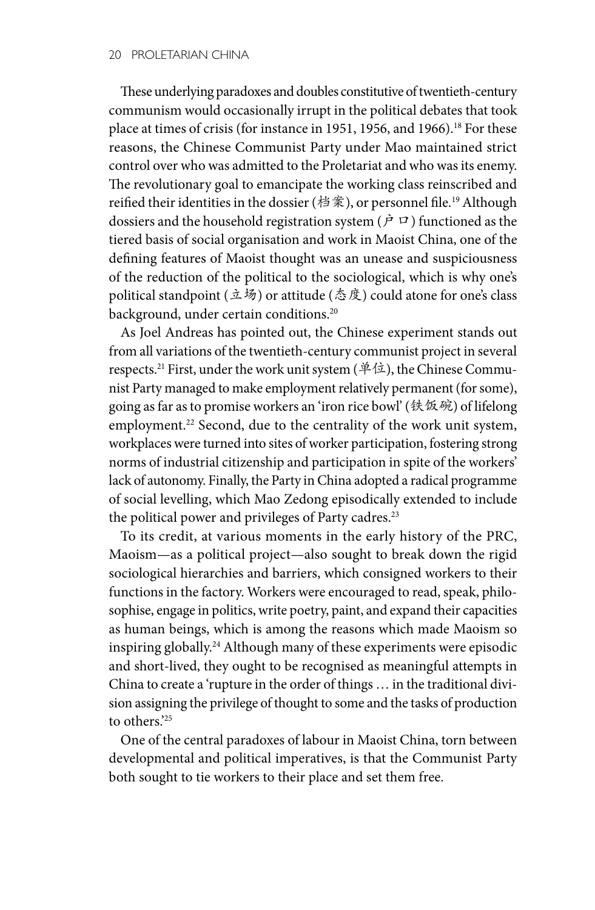These underlying paradoxes and doubles constitutive of twentieth-century communism would occasionally irrupt in the political debates that took place at times of crisis (for instance in 1951, 1956, and 1966).[18] For these reasons, the Chinese Communist Party under Mao maintained strict control over who was admitted to the Proletariat and who was its enemy. The revolutionary goal to emancipate the working class reinscribed and reified their identities in the dossier (档案), or personnel file.[19] Although dossiers and the household registration system (户口) functioned as the tiered basis of social organisation and work in Maoist China, one of the defining features of Maoist thought was an unease and suspiciousness of the reduction of the political to the sociological, which is why one's political standpoint (立场) or attitude (态度) could atone for one's class background, under certain conditions.[20]

As Joel Andreas has pointed out, the Chinese experiment stands out from all variations of the twentieth-century communist project in several respects.[21] First, under the work unit system (单位), the Chinese Communist Party managed to make employment relatively permanent (for some), going as far as to promise workers an 'iron rice bowl' (铁饭碗) of lifelong employment.[22] Second, due to the centrality of the work unit system, workplaces were turned into sites of worker participation, fostering strong norms of industrial citizenship and participation in spite of the workers' lack of autonomy. Finally, the Party in China adopted a radical programme of social levelling, which Mao Zedong episodically extended to include the political power and privileges of Party cadres.[23]

To its credit, at various moments in the early history of the PRC, Maoism—as a political project—also sought to break down the rigid sociological hierarchies and barriers, which consigned workers to their functions in the factory. Workers were encouraged to read, speak, philosophise, engage in politics, write poetry, paint, and expand their capacities as human beings, which is among the reasons which made Maoism so inspiring globally.[24] Although many of these experiments were episodic and short-lived, they ought to be recognised as meaningful attempts in China to create a 'rupture in the order of things … in the traditional division assigning the privilege of thought to some and the tasks of production to others.'[25]

One of the central paradoxes of labour in Maoist China, torn between developmental and political imperatives, is that the Communist Party both sought to tie workers to their place and set them free.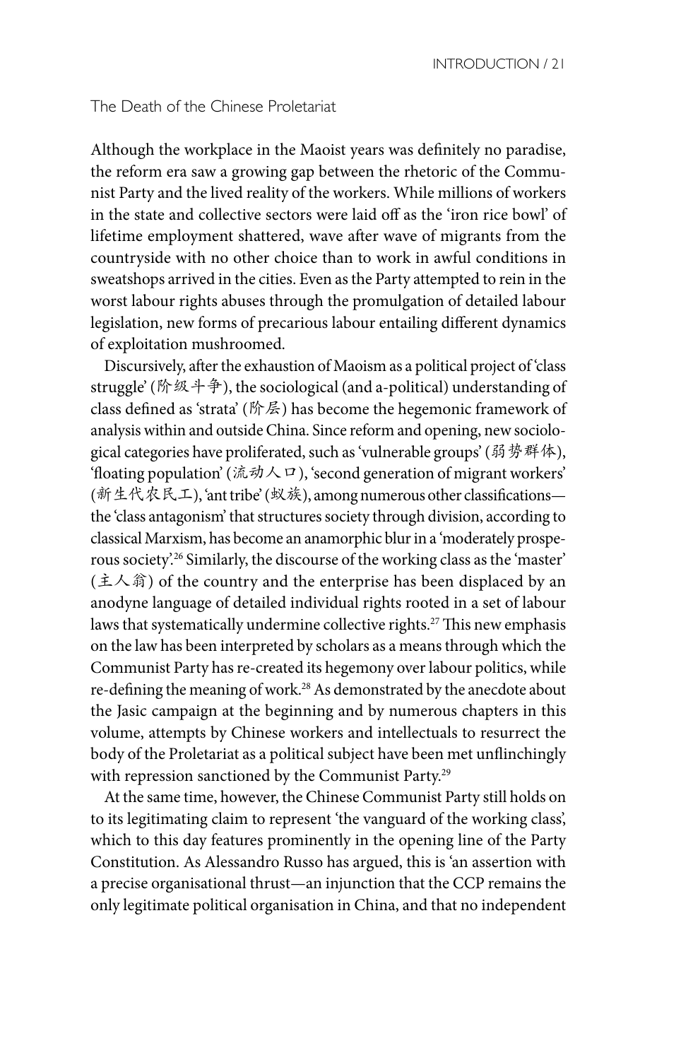## The Death of the Chinese Proletariat

Although the workplace in the Maoist years was definitely no paradise, the reform era saw a growing gap between the rhetoric of the Communist Party and the lived reality of the workers. While millions of workers in the state and collective sectors were laid off as the 'iron rice bowl' of lifetime employment shattered, wave after wave of migrants from the countryside with no other choice than to work in awful conditions in sweatshops arrived in the cities. Even as the Party attempted to rein in the worst labour rights abuses through the promulgation of detailed labour legislation, new forms of precarious labour entailing different dynamics of exploitation mushroomed.

Discursively, after the exhaustion of Maoism as a political project of 'class struggle' (阶级斗争), the sociological (and a-political) understanding of class defined as 'strata' (阶层) has become the hegemonic framework of analysis within and outside China. Since reform and opening, new sociological categories have proliferated, such as 'vulnerable groups' (弱势群体), 'floating population' (流动人口), 'second generation of migrant workers' (新生代农民工), 'ant tribe' (蚁族), among numerous other classifications—the 'class antagonism' that structures society through division, according to classical Marxism, has become an anamorphic blur in a 'moderately prosperous society'.[26] Similarly, the discourse of the working class as the 'master' (主人翁) of the country and the enterprise has been displaced by an anodyne language of detailed individual rights rooted in a set of labour laws that systematically undermine collective rights.[27] This new emphasis on the law has been interpreted by scholars as a means through which the Communist Party has re-created its hegemony over labour politics, while re-defining the meaning of work.[28] As demonstrated by the anecdote about the Jasic campaign at the beginning and by numerous chapters in this volume, attempts by Chinese workers and intellectuals to resurrect the body of the Proletariat as a political subject have been met unflinchingly with repression sanctioned by the Communist Party.[29]

At the same time, however, the Chinese Communist Party still holds on to its legitimating claim to represent 'the vanguard of the working class', which to this day features prominently in the opening line of the Party Constitution. As Alessandro Russo has argued, this is 'an assertion with a precise organisational thrust—an injunction that the CCP remains the only legitimate political organisation in China, and that no independent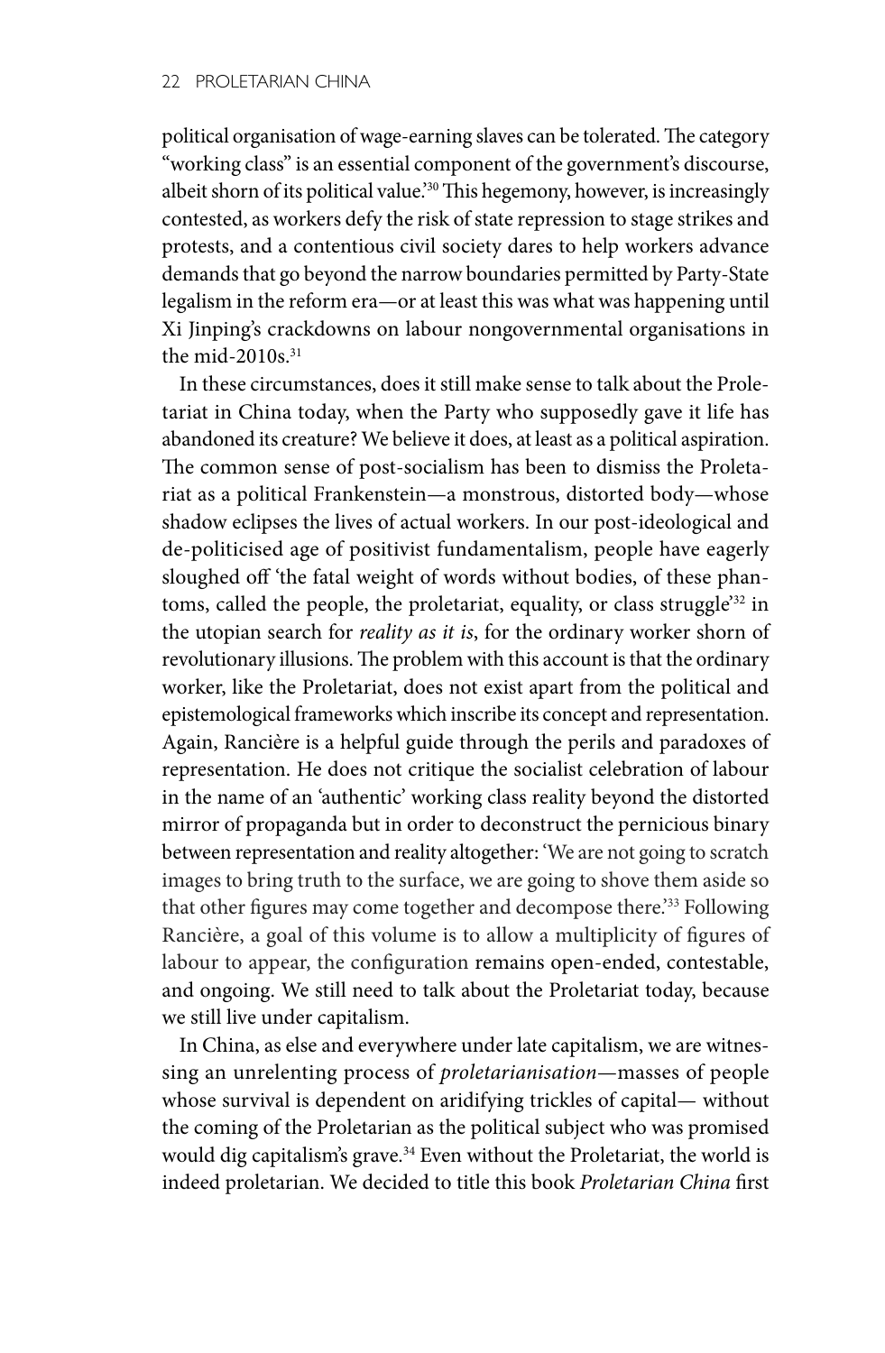political organisation of wage-earning slaves can be tolerated. The category "working class" is an essential component of the government's discourse, albeit shorn of its political value.'[30] This hegemony, however, is increasingly contested, as workers defy the risk of state repression to stage strikes and protests, and a contentious civil society dares to help workers advance demands that go beyond the narrow boundaries permitted by Party-State legalism in the reform era—or at least this was what was happening until Xi Jinping's crackdowns on labour nongovernmental organisations in the mid-2010s.[31]

In these circumstances, does it still make sense to talk about the Proletariat in China today, when the Party who supposedly gave it life has abandoned its creature? We believe it does, at least as a political aspiration. The common sense of post-socialism has been to dismiss the Proletariat as a political Frankenstein—a monstrous, distorted body—whose shadow eclipses the lives of actual workers. In our post-ideological and de-politicised age of positivist fundamentalism, people have eagerly sloughed off 'the fatal weight of words without bodies, of these phantoms, called the people, the proletariat, equality, or class struggle'[32] in the utopian search for *reality as it is*, for the ordinary worker shorn of revolutionary illusions. The problem with this account is that the ordinary worker, like the Proletariat, does not exist apart from the political and epistemological frameworks which inscribe its concept and representation. Again, Rancière is a helpful guide through the perils and paradoxes of representation. He does not critique the socialist celebration of labour in the name of an 'authentic' working class reality beyond the distorted mirror of propaganda but in order to deconstruct the pernicious binary between representation and reality altogether: 'We are not going to scratch images to bring truth to the surface, we are going to shove them aside so that other figures may come together and decompose there.'[33] Following Rancière, a goal of this volume is to allow a multiplicity of figures of labour to appear, the configuration remains open-ended, contestable, and ongoing. We still need to talk about the Proletariat today, because we still live under capitalism.

In China, as else and everywhere under late capitalism, we are witnessing an unrelenting process of *proletarianisation*—masses of people whose survival is dependent on aridifying trickles of capital— without the coming of the Proletarian as the political subject who was promised would dig capitalism's grave.[34] Even without the Proletariat, the world is indeed proletarian. We decided to title this book *Proletarian China* first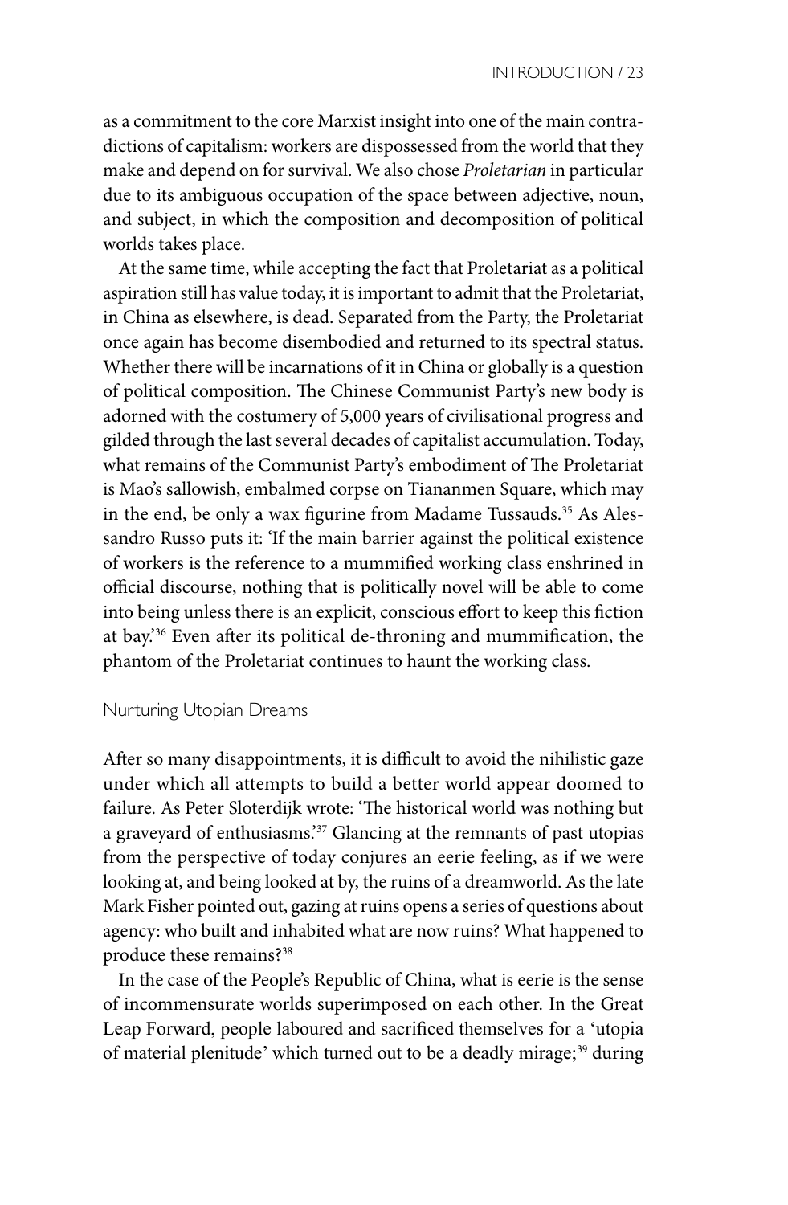as a commitment to the core Marxist insight into one of the main contradictions of capitalism: workers are dispossessed from the world that they make and depend on for survival. We also chose *Proletarian* in particular due to its ambiguous occupation of the space between adjective, noun, and subject, in which the composition and decomposition of political worlds takes place.

At the same time, while accepting the fact that Proletariat as a political aspiration still has value today, it is important to admit that the Proletariat, in China as elsewhere, is dead. Separated from the Party, the Proletariat once again has become disembodied and returned to its spectral status. Whether there will be incarnations of it in China or globally is a question of political composition. The Chinese Communist Party's new body is adorned with the costumery of 5,000 years of civilisational progress and gilded through the last several decades of capitalist accumulation. Today, what remains of the Communist Party's embodiment of The Proletariat is Mao's sallowish, embalmed corpse on Tiananmen Square, which may in the end, be only a wax figurine from Madame Tussauds.[35] As Alessandro Russo puts it: 'If the main barrier against the political existence of workers is the reference to a mummified working class enshrined in official discourse, nothing that is politically novel will be able to come into being unless there is an explicit, conscious effort to keep this fiction at bay.'[36] Even after its political de-throning and mummification, the phantom of the Proletariat continues to haunt the working class.

## Nurturing Utopian Dreams

After so many disappointments, it is difficult to avoid the nihilistic gaze under which all attempts to build a better world appear doomed to failure. As Peter Sloterdijk wrote: 'The historical world was nothing but a graveyard of enthusiasms.'[37] Glancing at the remnants of past utopias from the perspective of today conjures an eerie feeling, as if we were looking at, and being looked at by, the ruins of a dreamworld. As the late Mark Fisher pointed out, gazing at ruins opens a series of questions about agency: who built and inhabited what are now ruins? What happened to produce these remains?[38]

In the case of the People's Republic of China, what is eerie is the sense of incommensurate worlds superimposed on each other. In the Great Leap Forward, people laboured and sacrificed themselves for a 'utopia of material plenitude' which turned out to be a deadly mirage;[39] during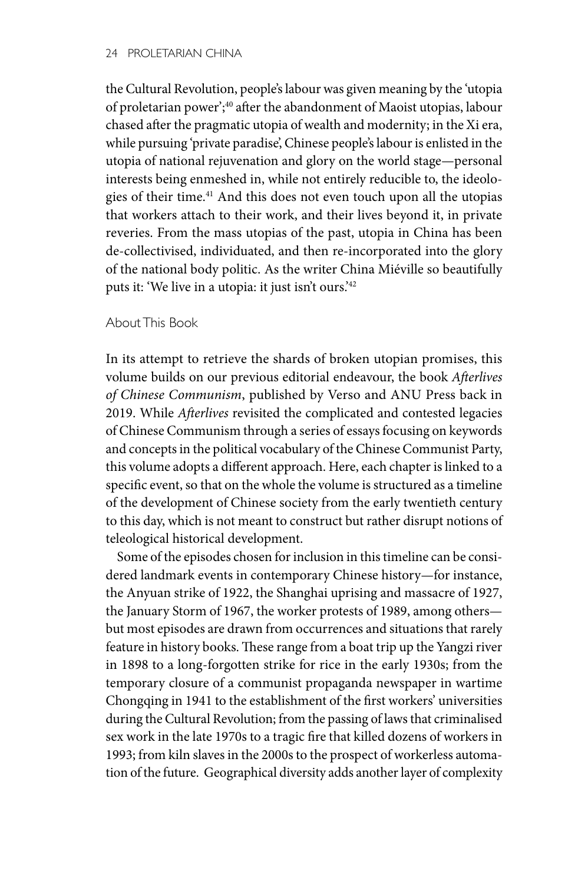the Cultural Revolution, people's labour was given meaning by the 'utopia of proletarian power';[40] after the abandonment of Maoist utopias, labour chased after the pragmatic utopia of wealth and modernity; in the Xi era, while pursuing 'private paradise', Chinese people's labour is enlisted in the utopia of national rejuvenation and glory on the world stage—personal interests being enmeshed in, while not entirely reducible to, the ideologies of their time.[41] And this does not even touch upon all the utopias that workers attach to their work, and their lives beyond it, in private reveries. From the mass utopias of the past, utopia in China has been de-collectivised, individuated, and then re-incorporated into the glory of the national body politic. As the writer China Miéville so beautifully puts it: 'We live in a utopia: it just isn't ours.'[42]

## About This Book

In its attempt to retrieve the shards of broken utopian promises, this volume builds on our previous editorial endeavour, the book *Afterlives of Chinese Communism*, published by Verso and ANU Press back in 2019. While *Afterlives* revisited the complicated and contested legacies of Chinese Communism through a series of essays focusing on keywords and concepts in the political vocabulary of the Chinese Communist Party, this volume adopts a different approach. Here, each chapter is linked to a specific event, so that on the whole the volume is structured as a timeline of the development of Chinese society from the early twentieth century to this day, which is not meant to construct but rather disrupt notions of teleological historical development.

Some of the episodes chosen for inclusion in this timeline can be considered landmark events in contemporary Chinese history—for instance, the Anyuan strike of 1922, the Shanghai uprising and massacre of 1927, the January Storm of 1967, the worker protests of 1989, among others—but most episodes are drawn from occurrences and situations that rarely feature in history books. These range from a boat trip up the Yangzi river in 1898 to a long-forgotten strike for rice in the early 1930s; from the temporary closure of a communist propaganda newspaper in wartime Chongqing in 1941 to the establishment of the first workers' universities during the Cultural Revolution; from the passing of laws that criminalised sex work in the late 1970s to a tragic fire that killed dozens of workers in 1993; from kiln slaves in the 2000s to the prospect of workerless automation of the future. Geographical diversity adds another layer of complexity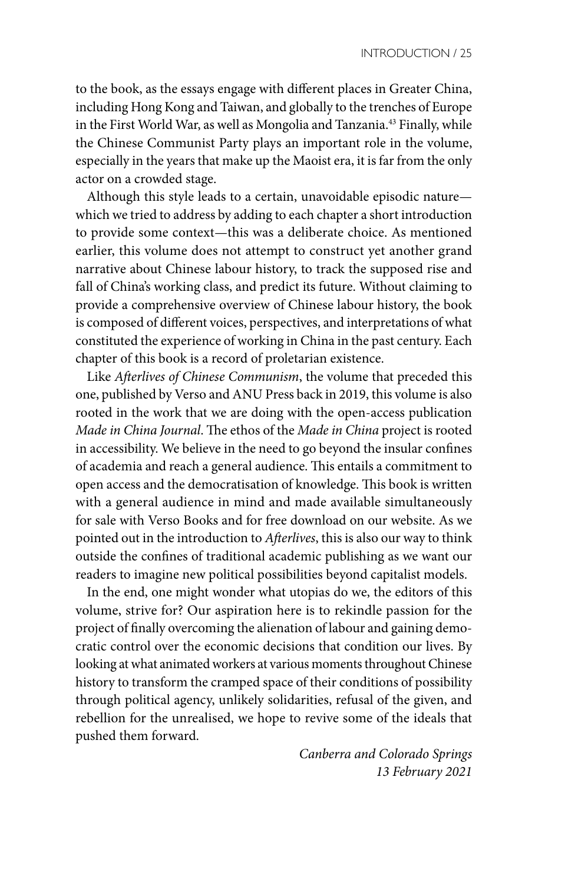to the book, as the essays engage with different places in Greater China, including Hong Kong and Taiwan, and globally to the trenches of Europe in the First World War, as well as Mongolia and Tanzania.[43] Finally, while the Chinese Communist Party plays an important role in the volume, especially in the years that make up the Maoist era, it is far from the only actor on a crowded stage.

Although this style leads to a certain, unavoidable episodic nature—which we tried to address by adding to each chapter a short introduction to provide some context—this was a deliberate choice. As mentioned earlier, this volume does not attempt to construct yet another grand narrative about Chinese labour history, to track the supposed rise and fall of China's working class, and predict its future. Without claiming to provide a comprehensive overview of Chinese labour history, the book is composed of different voices, perspectives, and interpretations of what constituted the experience of working in China in the past century. Each chapter of this book is a record of proletarian existence.

Like *Afterlives of Chinese Communism*, the volume that preceded this one, published by Verso and ANU Press back in 2019, this volume is also rooted in the work that we are doing with the open-access publication *Made in China Journal*. The ethos of the *Made in China* project is rooted in accessibility. We believe in the need to go beyond the insular confines of academia and reach a general audience. This entails a commitment to open access and the democratisation of knowledge. This book is written with a general audience in mind and made available simultaneously for sale with Verso Books and for free download on our website. As we pointed out in the introduction to *Afterlives*, this is also our way to think outside the confines of traditional academic publishing as we want our readers to imagine new political possibilities beyond capitalist models.

In the end, one might wonder what utopias do we, the editors of this volume, strive for? Our aspiration here is to rekindle passion for the project of finally overcoming the alienation of labour and gaining democratic control over the economic decisions that condition our lives. By looking at what animated workers at various moments throughout Chinese history to transform the cramped space of their conditions of possibility through political agency, unlikely solidarities, refusal of the given, and rebellion for the unrealised, we hope to revive some of the ideals that pushed them forward.

*Canberra and Colorado Springs*
*13 February 2021*